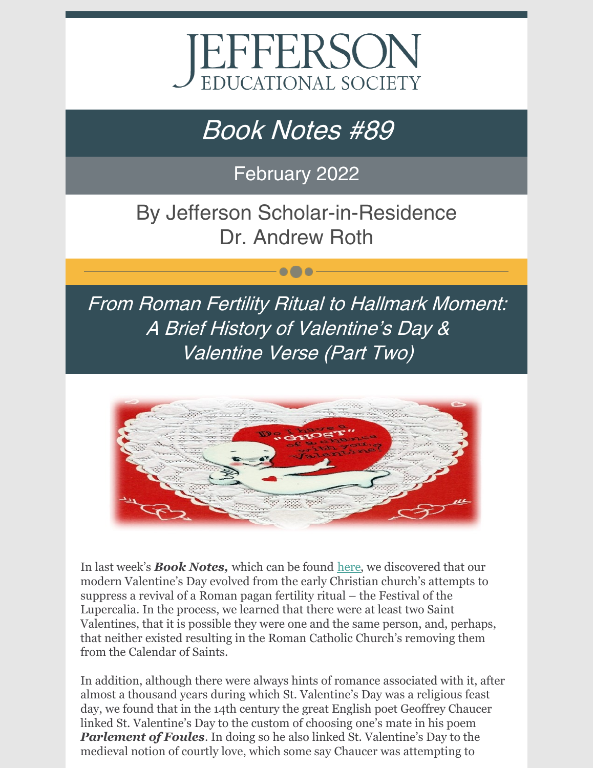# JEFFERSON EDUCATIONAL SOCIETY

## *Book Notes #89*

February 2022

By Jefferson Scholar-in-Residence
Dr. Andrew Roth

## *From Roman Fertility Ritual to Hallmark Moment: A Brief History of Valentine's Day & Valentine Verse (Part Two)*

In last week's ***Book Notes,*** which can be found here, we discovered that our modern Valentine's Day evolved from the early Christian church's attempts to suppress a revival of a Roman pagan fertility ritual – the Festival of the Lupercalia. In the process, we learned that there were at least two Saint Valentines, that it is possible they were one and the same person, and, perhaps, that neither existed resulting in the Roman Catholic Church's removing them from the Calendar of Saints.

In addition, although there were always hints of romance associated with it, after almost a thousand years during which St. Valentine's Day was a religious feast day, we found that in the 14th century the great English poet Geoffrey Chaucer linked St. Valentine's Day to the custom of choosing one's mate in his poem ***Parlement of Foules***. In doing so he also linked St. Valentine's Day to the medieval notion of courtly love, which some say Chaucer was attempting to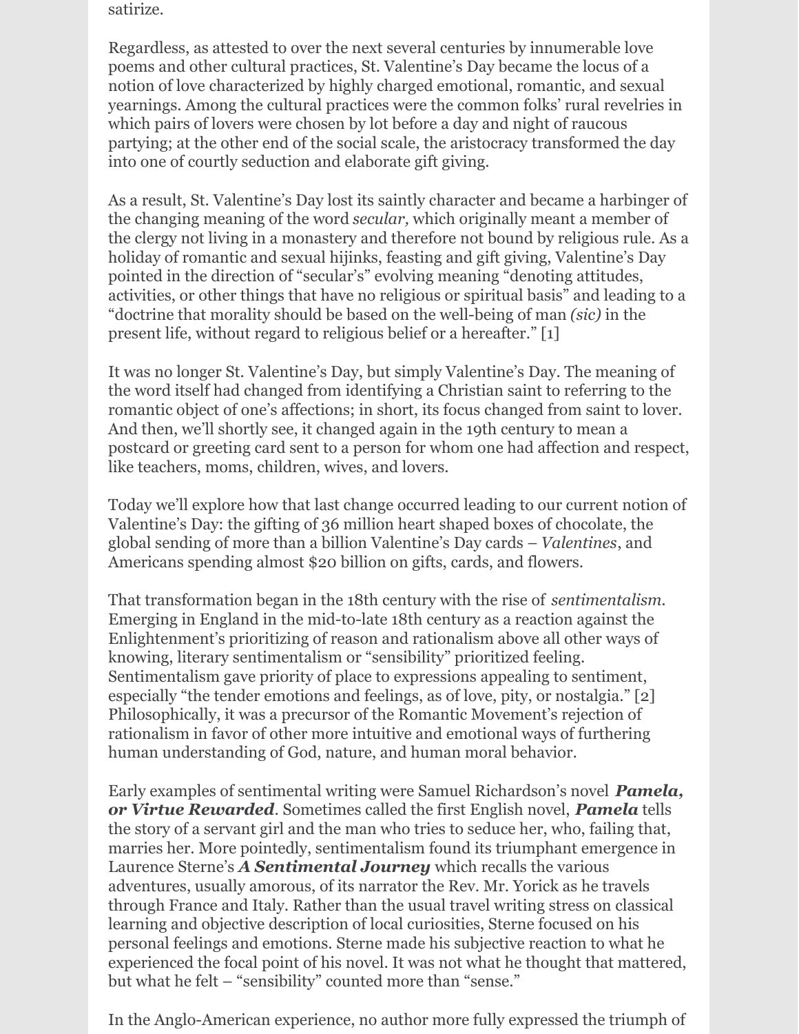satirize.

Regardless, as attested to over the next several centuries by innumerable love poems and other cultural practices, St. Valentine's Day became the locus of a notion of love characterized by highly charged emotional, romantic, and sexual yearnings. Among the cultural practices were the common folks' rural revelries in which pairs of lovers were chosen by lot before a day and night of raucous partying; at the other end of the social scale, the aristocracy transformed the day into one of courtly seduction and elaborate gift giving.

As a result, St. Valentine's Day lost its saintly character and became a harbinger of the changing meaning of the word *secular,* which originally meant a member of the clergy not living in a monastery and therefore not bound by religious rule. As a holiday of romantic and sexual hijinks, feasting and gift giving, Valentine's Day pointed in the direction of "secular's" evolving meaning "denoting attitudes, activities, or other things that have no religious or spiritual basis" and leading to a "doctrine that morality should be based on the well-being of man *(sic)* in the present life, without regard to religious belief or a hereafter." [1]

It was no longer St. Valentine's Day, but simply Valentine's Day. The meaning of the word itself had changed from identifying a Christian saint to referring to the romantic object of one's affections; in short, its focus changed from saint to lover. And then, we'll shortly see, it changed again in the 19th century to mean a postcard or greeting card sent to a person for whom one had affection and respect, like teachers, moms, children, wives, and lovers.

Today we'll explore how that last change occurred leading to our current notion of Valentine's Day: the gifting of 36 million heart shaped boxes of chocolate, the global sending of more than a billion Valentine's Day cards – *Valentines*, and Americans spending almost $20 billion on gifts, cards, and flowers.

That transformation began in the 18th century with the rise of *sentimentalism*. Emerging in England in the mid-to-late 18th century as a reaction against the Enlightenment's prioritizing of reason and rationalism above all other ways of knowing, literary sentimentalism or "sensibility" prioritized feeling. Sentimentalism gave priority of place to expressions appealing to sentiment, especially "the tender emotions and feelings, as of love, pity, or nostalgia." [2] Philosophically, it was a precursor of the Romantic Movement's rejection of rationalism in favor of other more intuitive and emotional ways of furthering human understanding of God, nature, and human moral behavior.

Early examples of sentimental writing were Samuel Richardson's novel ***Pamela, or Virtue Rewarded***. Sometimes called the first English novel, ***Pamela*** tells the story of a servant girl and the man who tries to seduce her, who, failing that, marries her. More pointedly, sentimentalism found its triumphant emergence in Laurence Sterne's ***A Sentimental Journey*** which recalls the various adventures, usually amorous, of its narrator the Rev. Mr. Yorick as he travels through France and Italy. Rather than the usual travel writing stress on classical learning and objective description of local curiosities, Sterne focused on his personal feelings and emotions. Sterne made his subjective reaction to what he experienced the focal point of his novel. It was not what he thought that mattered, but what he felt – "sensibility" counted more than "sense."

In the Anglo-American experience, no author more fully expressed the triumph of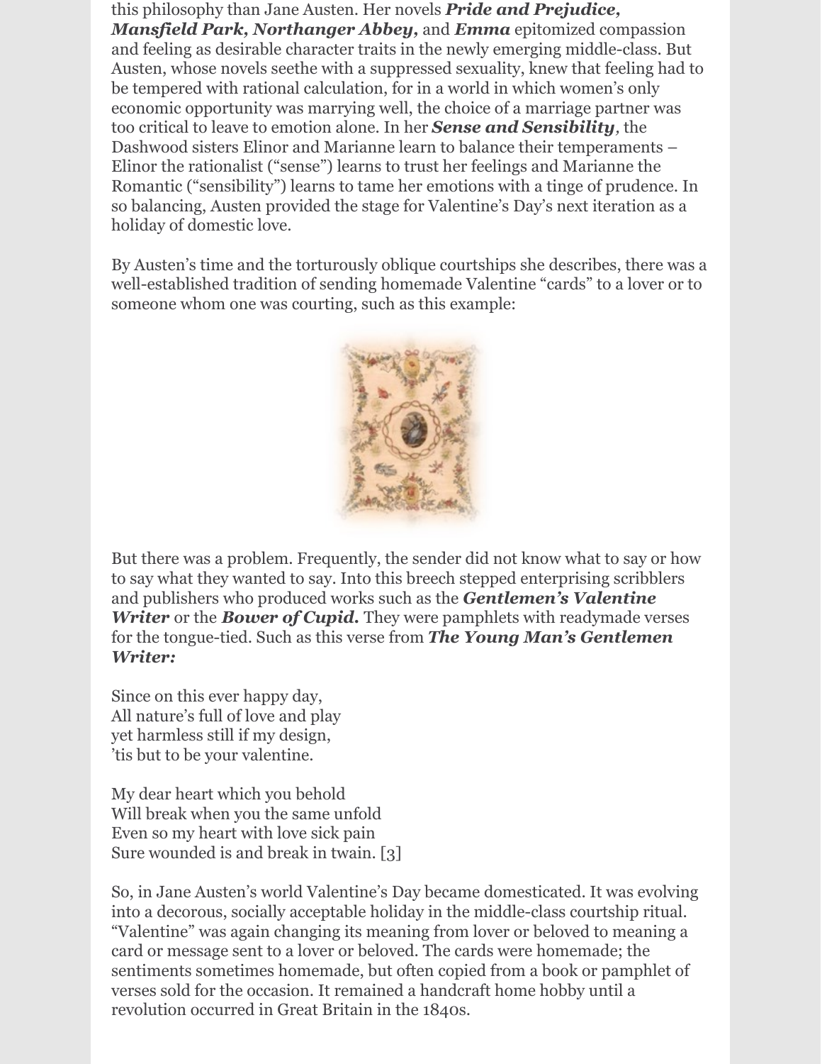this philosophy than Jane Austen. Her novels ***Pride and Prejudice, Mansfield Park, Northanger Abbey,*** and ***Emma*** epitomized compassion and feeling as desirable character traits in the newly emerging middle-class. But Austen, whose novels seethe with a suppressed sexuality, knew that feeling had to be tempered with rational calculation, for in a world in which women's only economic opportunity was marrying well, the choice of a marriage partner was too critical to leave to emotion alone. In her ***Sense and Sensibility**,* the Dashwood sisters Elinor and Marianne learn to balance their temperaments – Elinor the rationalist ("sense") learns to trust her feelings and Marianne the Romantic ("sensibility") learns to tame her emotions with a tinge of prudence. In so balancing, Austen provided the stage for Valentine's Day's next iteration as a holiday of domestic love.

By Austen's time and the torturously oblique courtships she describes, there was a well-established tradition of sending homemade Valentine "cards" to a lover or to someone whom one was courting, such as this example:

But there was a problem. Frequently, the sender did not know what to say or how to say what they wanted to say. Into this breech stepped enterprising scribblers and publishers who produced works such as the ***Gentlemen's Valentine Writer*** or the ***Bower of Cupid.*** They were pamphlets with readymade verses for the tongue-tied. Such as this verse from ***The Young Man's Gentlemen Writer:***

Since on this ever happy day,
All nature's full of love and play
yet harmless still if my design,
'tis but to be your valentine.

My dear heart which you behold
Will break when you the same unfold
Even so my heart with love sick pain
Sure wounded is and break in twain. [3]

So, in Jane Austen's world Valentine's Day became domesticated. It was evolving into a decorous, socially acceptable holiday in the middle-class courtship ritual. "Valentine" was again changing its meaning from lover or beloved to meaning a card or message sent to a lover or beloved. The cards were homemade; the sentiments sometimes homemade, but often copied from a book or pamphlet of verses sold for the occasion. It remained a handcraft home hobby until a revolution occurred in Great Britain in the 1840s.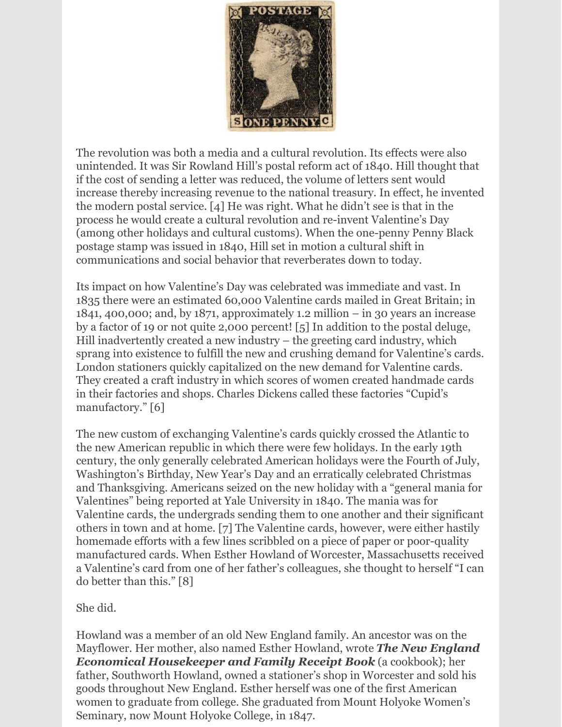The revolution was both a media and a cultural revolution. Its effects were also unintended. It was Sir Rowland Hill's postal reform act of 1840. Hill thought that if the cost of sending a letter was reduced, the volume of letters sent would increase thereby increasing revenue to the national treasury. In effect, he invented the modern postal service. [4] He was right. What he didn't see is that in the process he would create a cultural revolution and re-invent Valentine's Day (among other holidays and cultural customs). When the one-penny Penny Black postage stamp was issued in 1840, Hill set in motion a cultural shift in communications and social behavior that reverberates down to today.

Its impact on how Valentine's Day was celebrated was immediate and vast. In 1835 there were an estimated 60,000 Valentine cards mailed in Great Britain; in 1841, 400,000; and, by 1871, approximately 1.2 million – in 30 years an increase by a factor of 19 or not quite 2,000 percent! [5] In addition to the postal deluge, Hill inadvertently created a new industry – the greeting card industry, which sprang into existence to fulfill the new and crushing demand for Valentine's cards. London stationers quickly capitalized on the new demand for Valentine cards. They created a craft industry in which scores of women created handmade cards in their factories and shops. Charles Dickens called these factories "Cupid's manufactory." [6]

The new custom of exchanging Valentine's cards quickly crossed the Atlantic to the new American republic in which there were few holidays. In the early 19th century, the only generally celebrated American holidays were the Fourth of July, Washington's Birthday, New Year's Day and an erratically celebrated Christmas and Thanksgiving. Americans seized on the new holiday with a "general mania for Valentines" being reported at Yale University in 1840. The mania was for Valentine cards, the undergrads sending them to one another and their significant others in town and at home. [7] The Valentine cards, however, were either hastily homemade efforts with a few lines scribbled on a piece of paper or poor-quality manufactured cards. When Esther Howland of Worcester, Massachusetts received a Valentine's card from one of her father's colleagues, she thought to herself "I can do better than this." [8]

She did.

Howland was a member of an old New England family. An ancestor was on the Mayflower. Her mother, also named Esther Howland, wrote ***The New England Economical Housekeeper and Family Receipt Book*** (a cookbook); her father, Southworth Howland, owned a stationer's shop in Worcester and sold his goods throughout New England. Esther herself was one of the first American women to graduate from college. She graduated from Mount Holyoke Women's Seminary, now Mount Holyoke College, in 1847.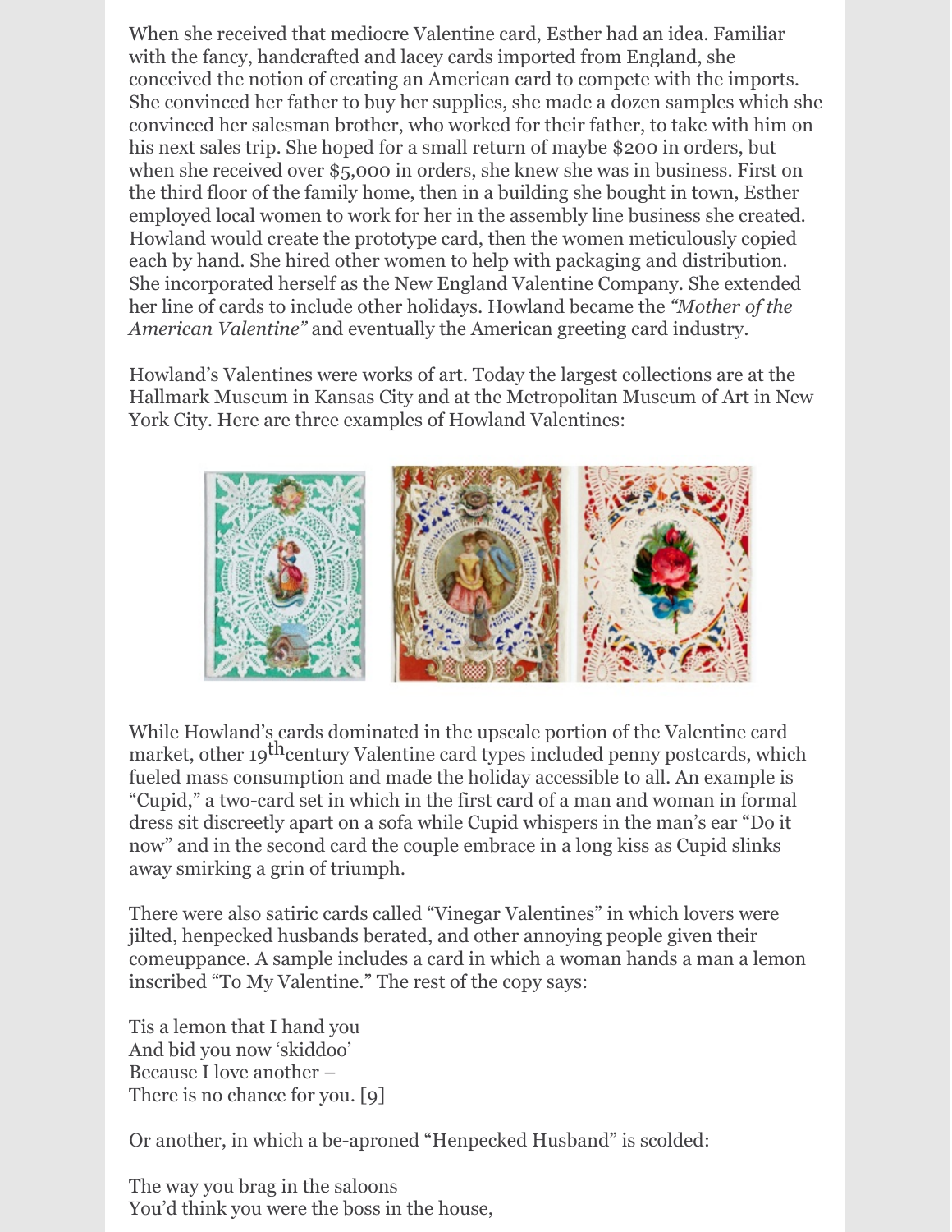When she received that mediocre Valentine card, Esther had an idea. Familiar with the fancy, handcrafted and lacey cards imported from England, she conceived the notion of creating an American card to compete with the imports. She convinced her father to buy her supplies, she made a dozen samples which she convinced her salesman brother, who worked for their father, to take with him on his next sales trip. She hoped for a small return of maybe $200 in orders, but when she received over $5,000 in orders, she knew she was in business. First on the third floor of the family home, then in a building she bought in town, Esther employed local women to work for her in the assembly line business she created. Howland would create the prototype card, then the women meticulously copied each by hand. She hired other women to help with packaging and distribution. She incorporated herself as the New England Valentine Company. She extended her line of cards to include other holidays. Howland became the *"Mother of the American Valentine"* and eventually the American greeting card industry.

Howland's Valentines were works of art. Today the largest collections are at the Hallmark Museum in Kansas City and at the Metropolitan Museum of Art in New York City. Here are three examples of Howland Valentines:

While Howland's cards dominated in the upscale portion of the Valentine card market, other 19th century Valentine card types included penny postcards, which fueled mass consumption and made the holiday accessible to all. An example is "Cupid," a two-card set in which in the first card of a man and woman in formal dress sit discreetly apart on a sofa while Cupid whispers in the man's ear "Do it now" and in the second card the couple embrace in a long kiss as Cupid slinks away smirking a grin of triumph.

There were also satiric cards called "Vinegar Valentines" in which lovers were jilted, henpecked husbands berated, and other annoying people given their comeuppance. A sample includes a card in which a woman hands a man a lemon inscribed "To My Valentine." The rest of the copy says:

Tis a lemon that I hand you  
And bid you now 'skiddoo'  
Because I love another –  
There is no chance for you. [9]

Or another, in which a be-aproned "Henpecked Husband" is scolded:

The way you brag in the saloons  
You'd think you were the boss in the house,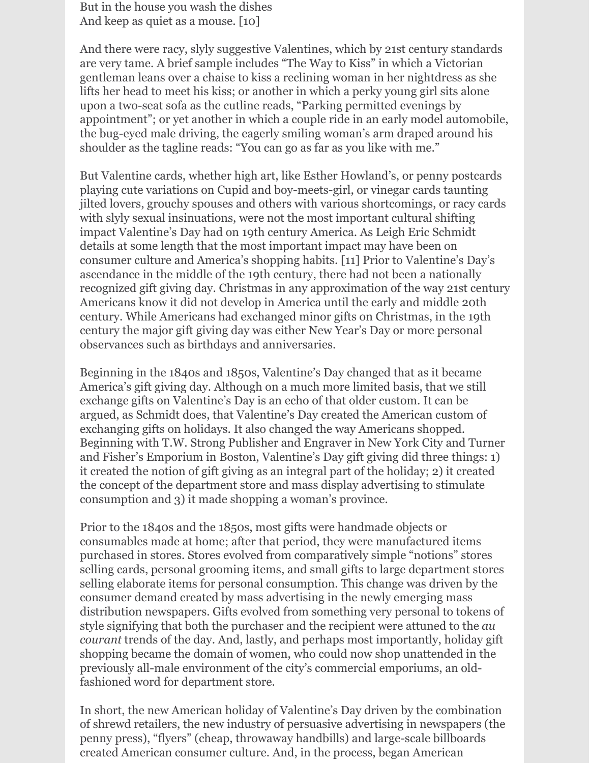But in the house you wash the dishes
And keep as quiet as a mouse. [10]

And there were racy, slyly suggestive Valentines, which by 21st century standards are very tame. A brief sample includes "The Way to Kiss" in which a Victorian gentleman leans over a chaise to kiss a reclining woman in her nightdress as she lifts her head to meet his kiss; or another in which a perky young girl sits alone upon a two-seat sofa as the cutline reads, "Parking permitted evenings by appointment"; or yet another in which a couple ride in an early model automobile, the bug-eyed male driving, the eagerly smiling woman's arm draped around his shoulder as the tagline reads: "You can go as far as you like with me."

But Valentine cards, whether high art, like Esther Howland's, or penny postcards playing cute variations on Cupid and boy-meets-girl, or vinegar cards taunting jilted lovers, grouchy spouses and others with various shortcomings, or racy cards with slyly sexual insinuations, were not the most important cultural shifting impact Valentine's Day had on 19th century America. As Leigh Eric Schmidt details at some length that the most important impact may have been on consumer culture and America's shopping habits. [11] Prior to Valentine's Day's ascendance in the middle of the 19th century, there had not been a nationally recognized gift giving day. Christmas in any approximation of the way 21st century Americans know it did not develop in America until the early and middle 20th century. While Americans had exchanged minor gifts on Christmas, in the 19th century the major gift giving day was either New Year's Day or more personal observances such as birthdays and anniversaries.

Beginning in the 1840s and 1850s, Valentine's Day changed that as it became America's gift giving day. Although on a much more limited basis, that we still exchange gifts on Valentine's Day is an echo of that older custom. It can be argued, as Schmidt does, that Valentine's Day created the American custom of exchanging gifts on holidays. It also changed the way Americans shopped. Beginning with T.W. Strong Publisher and Engraver in New York City and Turner and Fisher's Emporium in Boston, Valentine's Day gift giving did three things: 1) it created the notion of gift giving as an integral part of the holiday; 2) it created the concept of the department store and mass display advertising to stimulate consumption and 3) it made shopping a woman's province.

Prior to the 1840s and the 1850s, most gifts were handmade objects or consumables made at home; after that period, they were manufactured items purchased in stores. Stores evolved from comparatively simple "notions" stores selling cards, personal grooming items, and small gifts to large department stores selling elaborate items for personal consumption. This change was driven by the consumer demand created by mass advertising in the newly emerging mass distribution newspapers. Gifts evolved from something very personal to tokens of style signifying that both the purchaser and the recipient were attuned to the *au courant* trends of the day. And, lastly, and perhaps most importantly, holiday gift shopping became the domain of women, who could now shop unattended in the previously all-male environment of the city's commercial emporiums, an old-fashioned word for department store.

In short, the new American holiday of Valentine's Day driven by the combination of shrewd retailers, the new industry of persuasive advertising in newspapers (the penny press), "flyers" (cheap, throwaway handbills) and large-scale billboards created American consumer culture. And, in the process, began American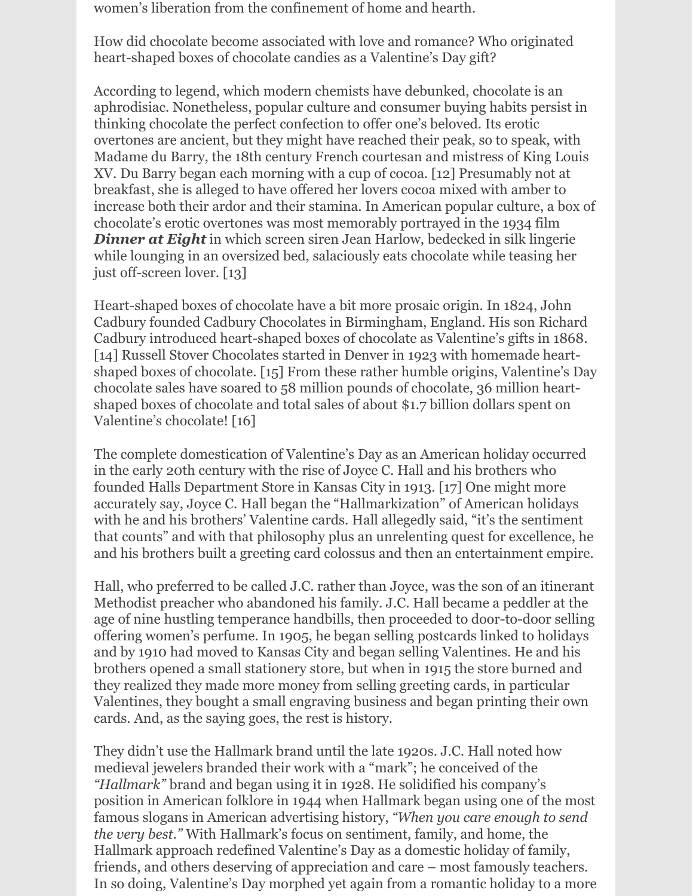women's liberation from the confinement of home and hearth.

How did chocolate become associated with love and romance? Who originated heart-shaped boxes of chocolate candies as a Valentine's Day gift?

According to legend, which modern chemists have debunked, chocolate is an aphrodisiac. Nonetheless, popular culture and consumer buying habits persist in thinking chocolate the perfect confection to offer one's beloved. Its erotic overtones are ancient, but they might have reached their peak, so to speak, with Madame du Barry, the 18th century French courtesan and mistress of King Louis XV. Du Barry began each morning with a cup of cocoa. [12] Presumably not at breakfast, she is alleged to have offered her lovers cocoa mixed with amber to increase both their ardor and their stamina. In American popular culture, a box of chocolate's erotic overtones was most memorably portrayed in the 1934 film ***Dinner at Eight*** in which screen siren Jean Harlow, bedecked in silk lingerie while lounging in an oversized bed, salaciously eats chocolate while teasing her just off-screen lover. [13]

Heart-shaped boxes of chocolate have a bit more prosaic origin. In 1824, John Cadbury founded Cadbury Chocolates in Birmingham, England. His son Richard Cadbury introduced heart-shaped boxes of chocolate as Valentine's gifts in 1868. [14] Russell Stover Chocolates started in Denver in 1923 with homemade heart-shaped boxes of chocolate. [15] From these rather humble origins, Valentine's Day chocolate sales have soared to 58 million pounds of chocolate, 36 million heart-shaped boxes of chocolate and total sales of about $1.7 billion dollars spent on Valentine's chocolate! [16]

The complete domestication of Valentine's Day as an American holiday occurred in the early 20th century with the rise of Joyce C. Hall and his brothers who founded Halls Department Store in Kansas City in 1913. [17] One might more accurately say, Joyce C. Hall began the "Hallmarkization" of American holidays with he and his brothers' Valentine cards. Hall allegedly said, "it's the sentiment that counts" and with that philosophy plus an unrelenting quest for excellence, he and his brothers built a greeting card colossus and then an entertainment empire.

Hall, who preferred to be called J.C. rather than Joyce, was the son of an itinerant Methodist preacher who abandoned his family. J.C. Hall became a peddler at the age of nine hustling temperance handbills, then proceeded to door-to-door selling offering women's perfume. In 1905, he began selling postcards linked to holidays and by 1910 had moved to Kansas City and began selling Valentines. He and his brothers opened a small stationery store, but when in 1915 the store burned and they realized they made more money from selling greeting cards, in particular Valentines, they bought a small engraving business and began printing their own cards. And, as the saying goes, the rest is history.

They didn't use the Hallmark brand until the late 1920s. J.C. Hall noted how medieval jewelers branded their work with a "mark"; he conceived of the *"Hallmark"* brand and began using it in 1928. He solidified his company's position in American folklore in 1944 when Hallmark began using one of the most famous slogans in American advertising history, *"When you care enough to send the very best."* With Hallmark's focus on sentiment, family, and home, the Hallmark approach redefined Valentine's Day as a domestic holiday of family, friends, and others deserving of appreciation and care – most famously teachers. In so doing, Valentine's Day morphed yet again from a romantic holiday to a more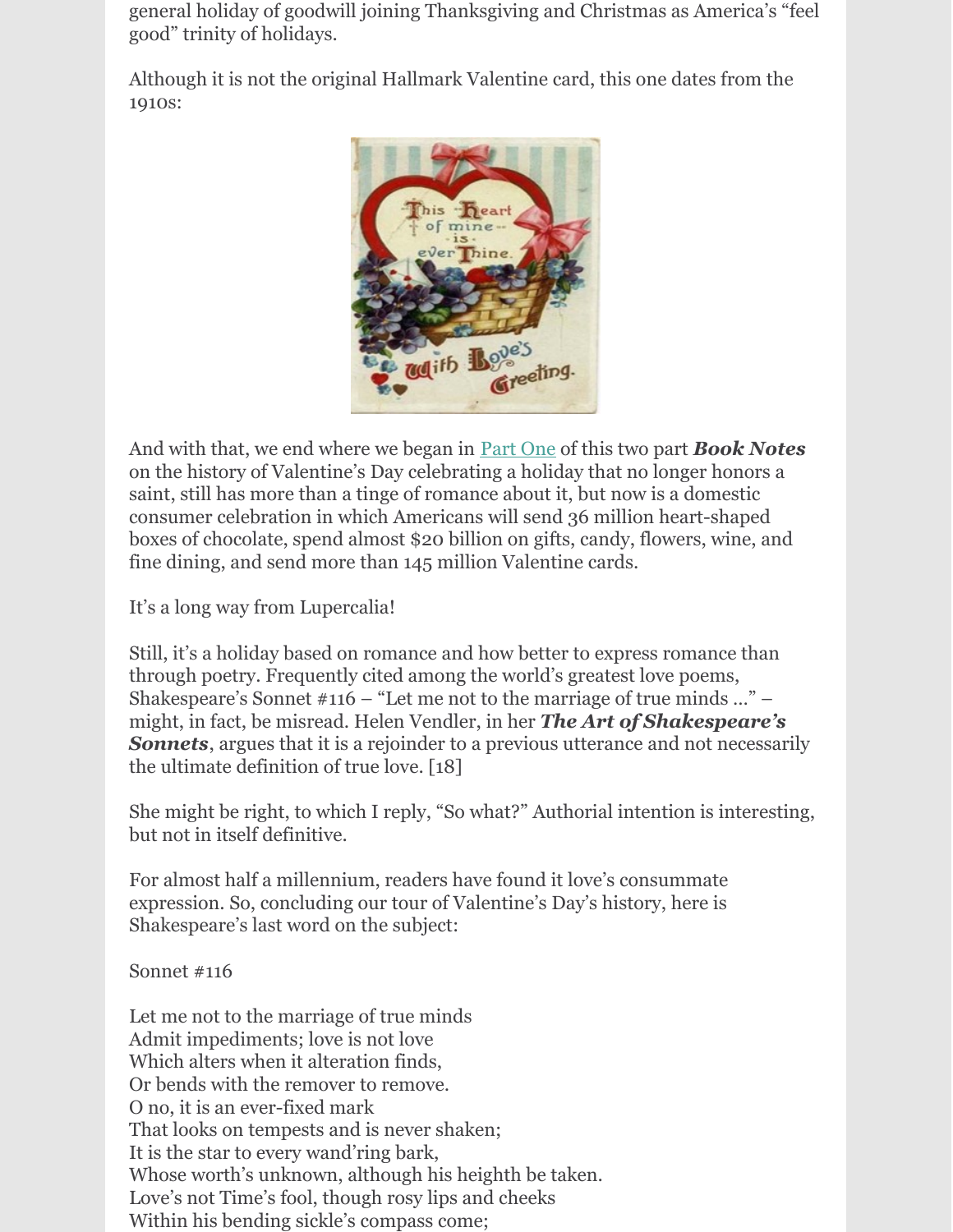general holiday of goodwill joining Thanksgiving and Christmas as America's "feel good" trinity of holidays.

Although it is not the original Hallmark Valentine card, this one dates from the 1910s:

And with that, we end where we began in Part One of this two part ***Book Notes*** on the history of Valentine's Day celebrating a holiday that no longer honors a saint, still has more than a tinge of romance about it, but now is a domestic consumer celebration in which Americans will send 36 million heart-shaped boxes of chocolate, spend almost $20 billion on gifts, candy, flowers, wine, and fine dining, and send more than 145 million Valentine cards.

It's a long way from Lupercalia!

Still, it's a holiday based on romance and how better to express romance than through poetry. Frequently cited among the world's greatest love poems, Shakespeare's Sonnet #116 – "Let me not to the marriage of true minds …" – might, in fact, be misread. Helen Vendler, in her ***The Art of Shakespeare's Sonnets***, argues that it is a rejoinder to a previous utterance and not necessarily the ultimate definition of true love. [18]

She might be right, to which I reply, "So what?" Authorial intention is interesting, but not in itself definitive.

For almost half a millennium, readers have found it love's consummate expression. So, concluding our tour of Valentine's Day's history, here is Shakespeare's last word on the subject:

Sonnet #116

Let me not to the marriage of true minds
Admit impediments; love is not love
Which alters when it alteration finds,
Or bends with the remover to remove.
O no, it is an ever-fixed mark
That looks on tempests and is never shaken;
It is the star to every wand'ring bark,
Whose worth's unknown, although his heighth be taken.
Love's not Time's fool, though rosy lips and cheeks
Within his bending sickle's compass come;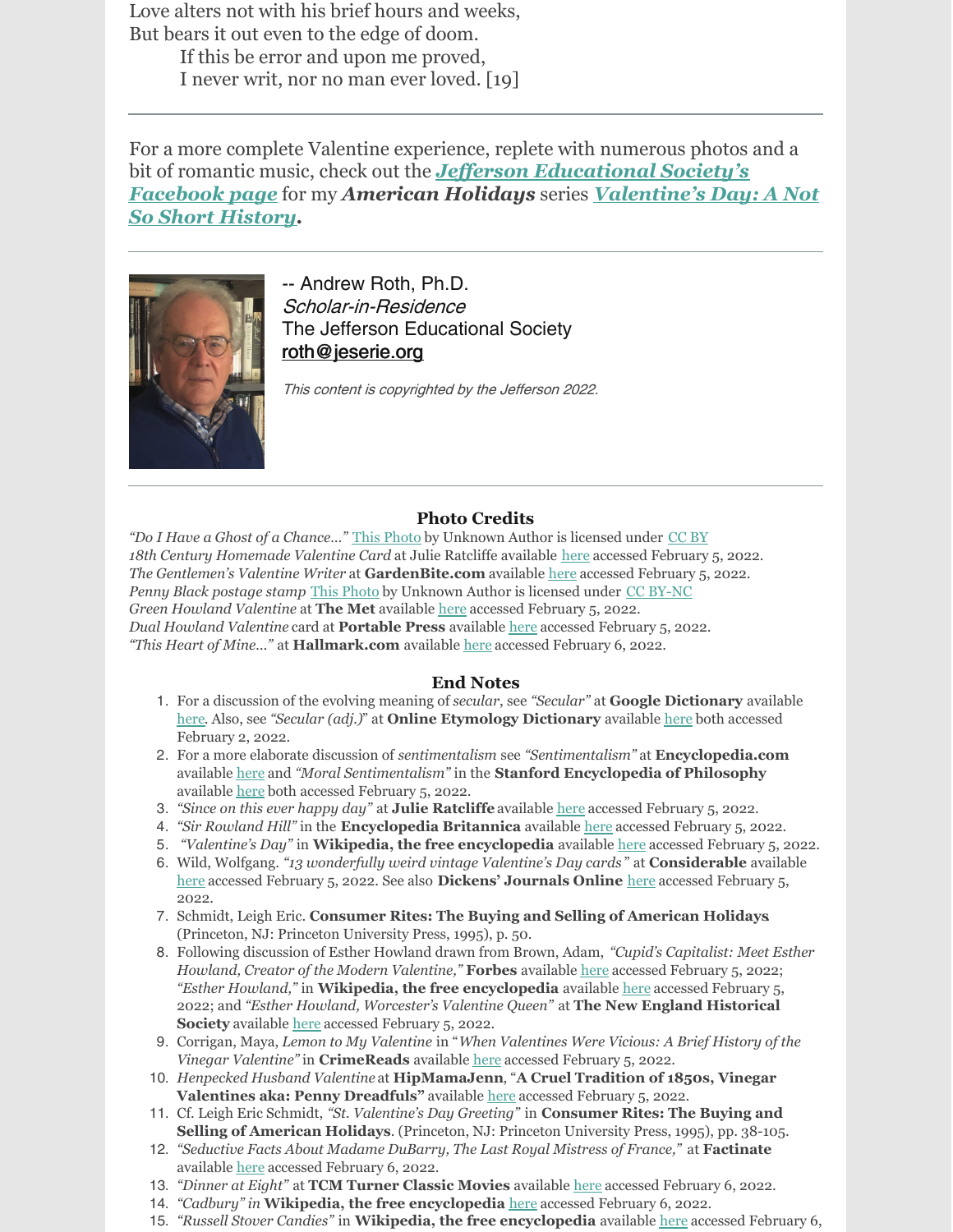Love alters not with his brief hours and weeks,
But bears it out even to the edge of doom.
 If this be error and upon me proved,
 I never writ, nor no man ever loved. [19]

---

For a more complete Valentine experience, replete with numerous photos and a bit of romantic music, check out the ***Jefferson Educational Society's Facebook page*** for my ***American Holidays*** series ***Valentine's Day: A Not So Short History*.**

---

-- Andrew Roth, Ph.D.
*Scholar-in-Residence*
The Jefferson Educational Society
roth@jeserie.org

*This content is copyrighted by the Jefferson 2022.*

---

### Photo Credits

*"Do I Have a Ghost of a Chance…"* This Photo by Unknown Author is licensed under CC BY
*18th Century Homemade Valentine Card* at Julie Ratcliffe available here accessed February 5, 2022.
*The Gentlemen's Valentine Writer* at **GardenBite.com** available here accessed February 5, 2022.
*Penny Black postage stamp* This Photo by Unknown Author is licensed under CC BY-NC
*Green Howland Valentine* at **The Met** available here accessed February 5, 2022.
*Dual Howland Valentine* card at **Portable Press** available here accessed February 5, 2022.
*"This Heart of Mine…"* at **Hallmark.com** available here accessed February 6, 2022.

### End Notes

1. For a discussion of the evolving meaning of *secular*, see *"Secular"* at **Google Dictionary** available here. Also, see *"Secular (adj.)"* at **Online Etymology Dictionary** available here both accessed February 2, 2022.
2. For a more elaborate discussion of *sentimentalism* see *"Sentimentalism"* at **Encyclopedia.com** available here and *"Moral Sentimentalism"* in the **Stanford Encyclopedia of Philosophy** available here both accessed February 5, 2022.
3. *"Since on this ever happy day"* at **Julie Ratcliffe** available here accessed February 5, 2022.
4. *"Sir Rowland Hill"* in the **Encyclopedia Britannica** available here accessed February 5, 2022.
5. *"Valentine's Day"* in **Wikipedia, the free encyclopedia** available here accessed February 5, 2022.
6. Wild, Wolfgang. *"13 wonderfully weird vintage Valentine's Day cards"* at **Considerable** available here accessed February 5, 2022. See also **Dickens' Journals Online** here accessed February 5, 2022.
7. Schmidt, Leigh Eric. **Consumer Rites: The Buying and Selling of American Holidays** (Princeton, NJ: Princeton University Press, 1995), p. 50.
8. Following discussion of Esther Howland drawn from Brown, Adam, *"Cupid's Capitalist: Meet Esther Howland, Creator of the Modern Valentine,"* **Forbes** available here accessed February 5, 2022; *"Esther Howland,"* in **Wikipedia, the free encyclopedia** available here accessed February 5, 2022; and *"Esther Howland, Worcester's Valentine Queen"* at **The New England Historical Society** available here accessed February 5, 2022.
9. Corrigan, Maya, *Lemon to My Valentine* in "*When Valentines Were Vicious: A Brief History of the Vinegar Valentine"* in **CrimeReads** available here accessed February 5, 2022.
10. *Henpecked Husband Valentine* at **HipMamaJenn**, "**A Cruel Tradition of 1850s, Vinegar Valentines aka: Penny Dreadfuls"** available here accessed February 5, 2022.
11. Cf. Leigh Eric Schmidt, *"St. Valentine's Day Greeting"* in **Consumer Rites: The Buying and Selling of American Holidays**. (Princeton, NJ: Princeton University Press, 1995), pp. 38-105.
12. *"Seductive Facts About Madame DuBarry, The Last Royal Mistress of France,"* at **Factinate** available here accessed February 6, 2022.
13. *"Dinner at Eight"* at **TCM Turner Classic Movies** available here accessed February 6, 2022.
14. *"Cadbury" in* **Wikipedia, the free encyclopedia** here accessed February 6, 2022.
15. *"Russell Stover Candies"* in **Wikipedia, the free encyclopedia** available here accessed February 6,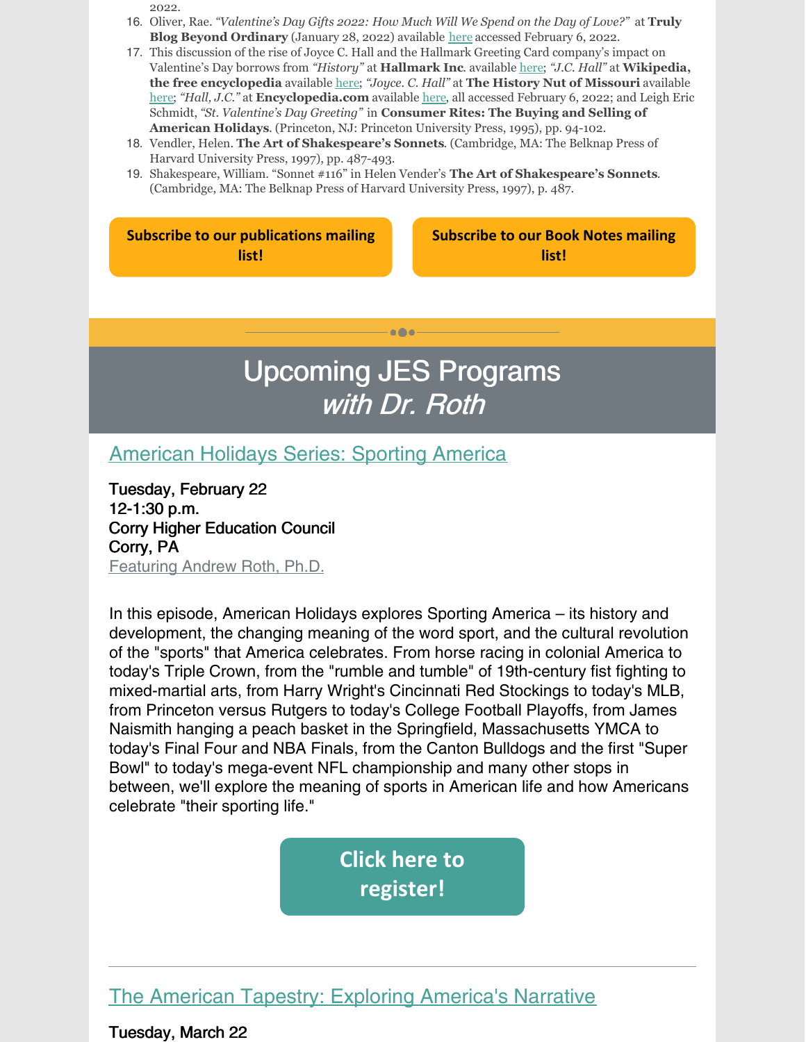2022.

16. Oliver, Rae. *"Valentine's Day Gifts 2022: How Much Will We Spend on the Day of Love?"* at **Truly Blog Beyond Ordinary** (January 28, 2022) available here accessed February 6, 2022.
17. This discussion of the rise of Joyce C. Hall and the Hallmark Greeting Card company's impact on Valentine's Day borrows from *"History"* at **Hallmark Inc**. available here; *"J.C. Hall"* at **Wikipedia, the free encyclopedia** available here; *"Joyce. C. Hall"* at **The History Nut of Missouri** available here; *"Hall, J.C."* at **Encyclopedia.com** available here, all accessed February 6, 2022; and Leigh Eric Schmidt, *"St. Valentine's Day Greeting"* in **Consumer Rites: The Buying and Selling of American Holidays**. (Princeton, NJ: Princeton University Press, 1995), pp. 94-102.
18. Vendler, Helen. **The Art of Shakespeare's Sonnets**. (Cambridge, MA: The Belknap Press of Harvard University Press, 1997), pp. 487-493.
19. Shakespeare, William. "Sonnet #116" in Helen Vender's **The Art of Shakespeare's Sonnets**. (Cambridge, MA: The Belknap Press of Harvard University Press, 1997), p. 487.

**Subscribe to our publications mailing list!**

**Subscribe to our Book Notes mailing list!**

# Upcoming JES Programs *with Dr. Roth*

## American Holidays Series: Sporting America

Tuesday, February 22
12-1:30 p.m.
Corry Higher Education Council
Corry, PA
Featuring Andrew Roth, Ph.D.

In this episode, American Holidays explores Sporting America – its history and development, the changing meaning of the word sport, and the cultural revolution of the "sports" that America celebrates. From horse racing in colonial America to today's Triple Crown, from the "rumble and tumble" of 19th-century fist fighting to mixed-martial arts, from Harry Wright's Cincinnati Red Stockings to today's MLB, from Princeton versus Rutgers to today's College Football Playoffs, from James Naismith hanging a peach basket in the Springfield, Massachusetts YMCA to today's Final Four and NBA Finals, from the Canton Bulldogs and the first "Super Bowl" to today's mega-event NFL championship and many other stops in between, we'll explore the meaning of sports in American life and how Americans celebrate "their sporting life."

**Click here to register!**

---

## The American Tapestry: Exploring America's Narrative

Tuesday, March 22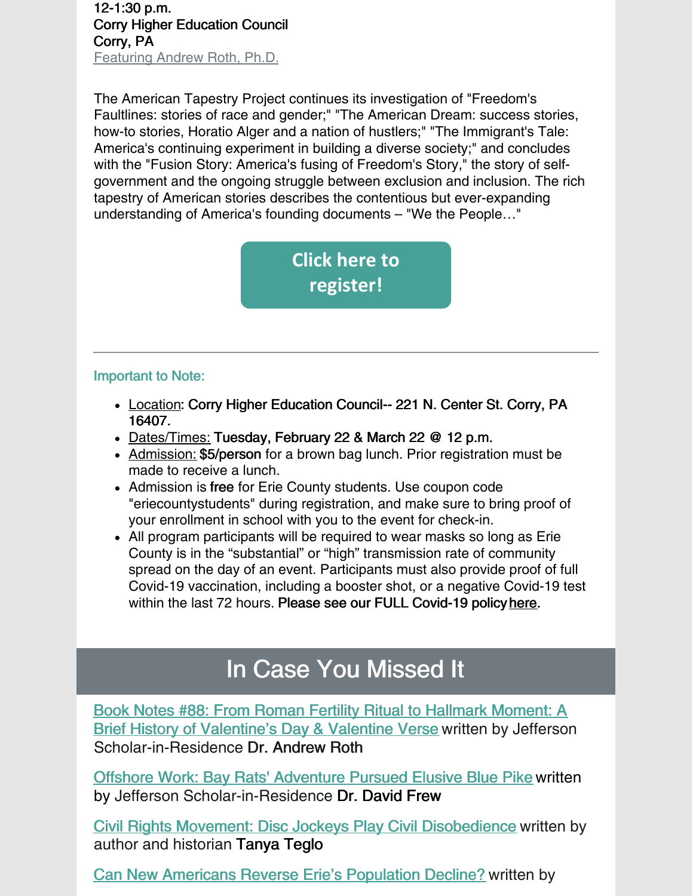12-1:30 p.m.
Corry Higher Education Council
Corry, PA
Featuring Andrew Roth, Ph.D.

The American Tapestry Project continues its investigation of "Freedom's Faultlines: stories of race and gender;" "The American Dream: success stories, how-to stories, Horatio Alger and a nation of hustlers;" "The Immigrant's Tale: America's continuing experiment in building a diverse society;" and concludes with the "Fusion Story: America's fusing of Freedom's Story," the story of self-government and the ongoing struggle between exclusion and inclusion. The rich tapestry of American stories describes the contentious but ever-expanding understanding of America's founding documents – "We the People…"

**Click here to register!**

---

Important to Note:

- Location: **Corry Higher Education Council-- 221 N. Center St. Corry, PA 16407.**
- Dates/Times: **Tuesday, February 22 & March 22 @ 12 p.m.**
- Admission: **$5/person** for a brown bag lunch. Prior registration must be made to receive a lunch.
- Admission is **free** for Erie County students. Use coupon code "eriecountystudents" during registration, and make sure to bring proof of your enrollment in school with you to the event for check-in.
- All program participants will be required to wear masks so long as Erie County is in the "substantial" or "high" transmission rate of community spread on the day of an event. Participants must also provide proof of full Covid-19 vaccination, including a booster shot, or a negative Covid-19 test within the last 72 hours. **Please see our FULL Covid-19 policy here.**

## In Case You Missed It

Book Notes #88: From Roman Fertility Ritual to Hallmark Moment: A Brief History of Valentine's Day & Valentine Verse written by Jefferson Scholar-in-Residence **Dr. Andrew Roth**

Offshore Work: Bay Rats' Adventure Pursued Elusive Blue Pike written by Jefferson Scholar-in-Residence **Dr. David Frew**

Civil Rights Movement: Disc Jockeys Play Civil Disobedience written by author and historian **Tanya Teglo**

Can New Americans Reverse Erie's Population Decline? written by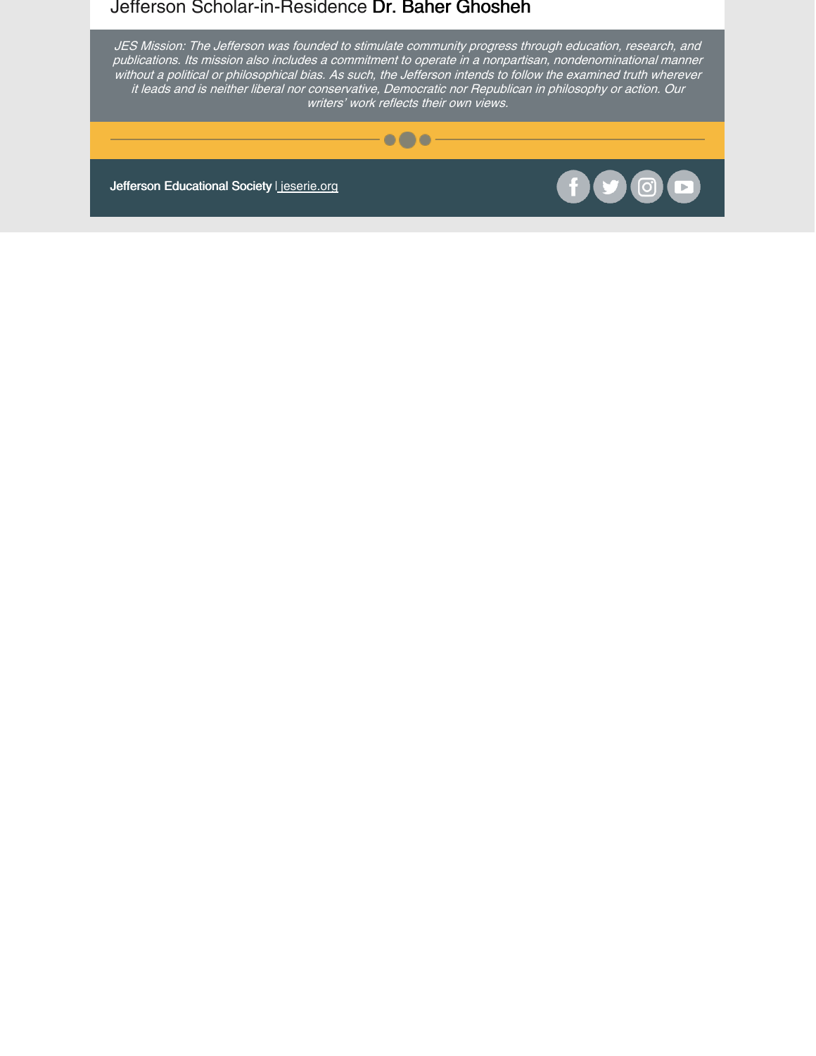Jefferson Scholar-in-Residence **Dr. Baher Ghosheh**

*JES Mission: The Jefferson was founded to stimulate community progress through education, research, and publications. Its mission also includes a commitment to operate in a nonpartisan, nondenominational manner without a political or philosophical bias. As such, the Jefferson intends to follow the examined truth wherever it leads and is neither liberal nor conservative, Democratic nor Republican in philosophy or action. Our writers' work reflects their own views.*

**Jefferson Educational Society** | jeserie.org